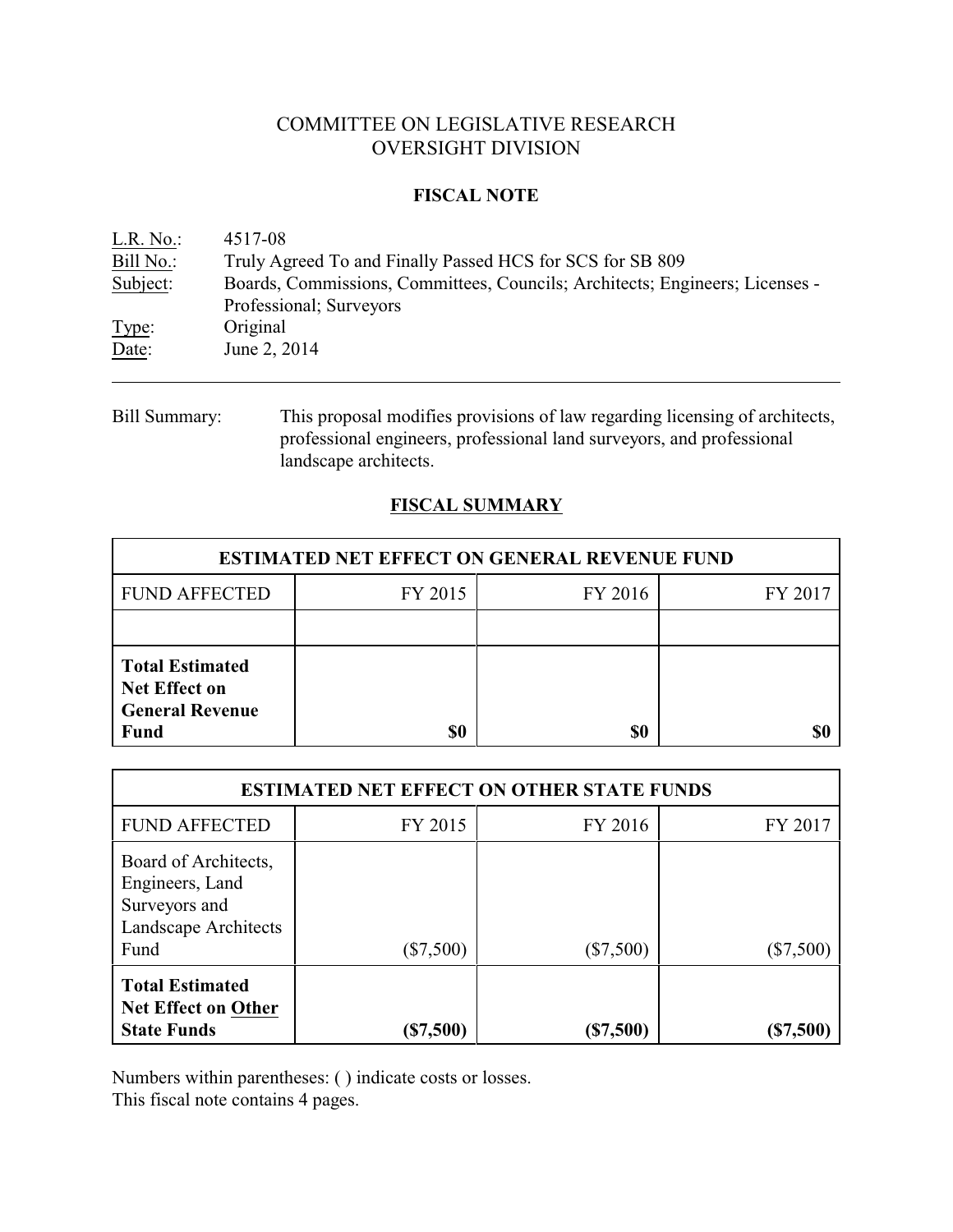# COMMITTEE ON LEGISLATIVE RESEARCH
# OVERSIGHT DIVISION

## FISCAL NOTE

| | |
|---|---|
| L.R. No.: | 4517-08 |
| Bill No.: | Truly Agreed To and Finally Passed HCS for SCS for SB 809 |
| Subject: | Boards, Commissions, Committees, Councils; Architects; Engineers; Licenses - Professional; Surveyors |
| Type: | Original |
| Date: | June 2, 2014 |

---

Bill Summary: This proposal modifies provisions of law regarding licensing of architects, professional engineers, professional land surveyors, and professional landscape architects.

## FISCAL SUMMARY

| ESTIMATED NET EFFECT ON GENERAL REVENUE FUND | | | |
|---|---|---|---|
| FUND AFFECTED | FY 2015 | FY 2016 | FY 2017 |
| | | | |
| **Total Estimated Net Effect on General Revenue Fund** | **$0** | **$0** | **$0** |

| ESTIMATED NET EFFECT ON OTHER STATE FUNDS | | | |
|---|---|---|---|
| FUND AFFECTED | FY 2015 | FY 2016 | FY 2017 |
| Board of Architects, Engineers, Land Surveyors and Landscape Architects Fund | ($7,500) | ($7,500) | ($7,500) |
| **Total Estimated Net Effect on Other State Funds** | **($7,500)** | **($7,500)** | **($7,500)** |

Numbers within parentheses: ( ) indicate costs or losses.
This fiscal note contains 4 pages.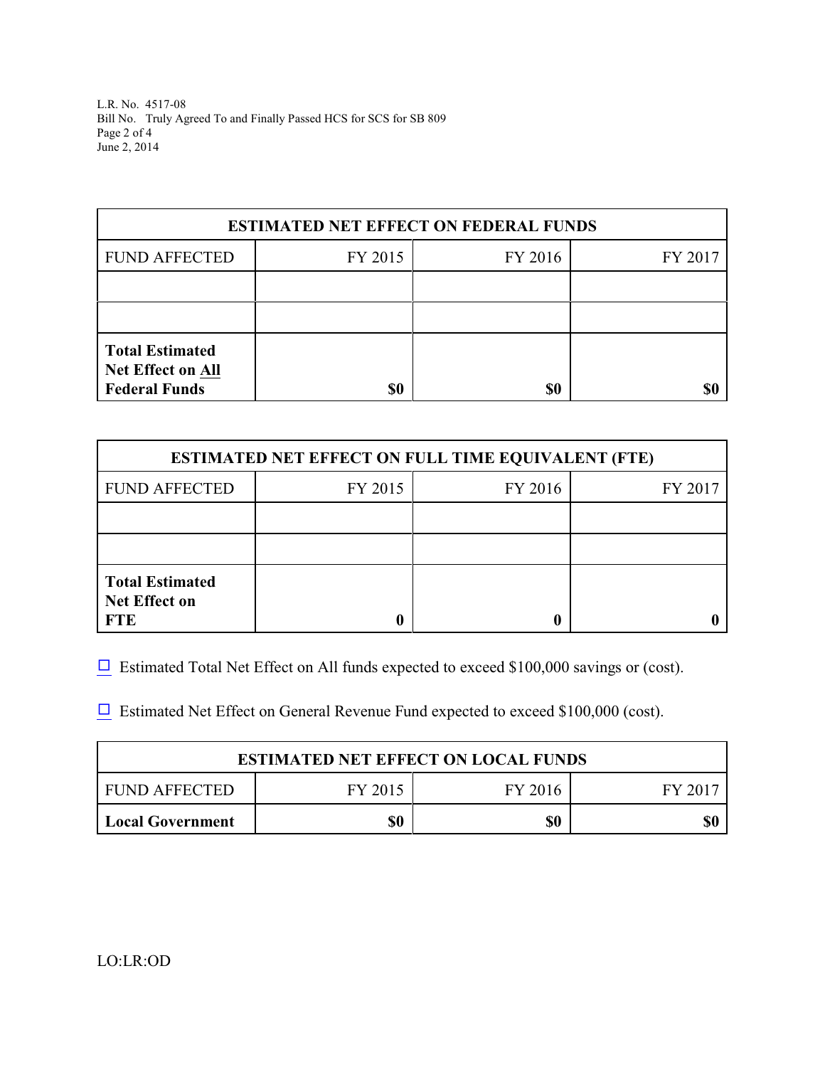L.R. No. 4517-08
Bill No. Truly Agreed To and Finally Passed HCS for SCS for SB 809
Page 2 of 4
June 2, 2014

| ESTIMATED NET EFFECT ON FEDERAL FUNDS | | | |
|---|---|---|---|
| FUND AFFECTED | FY 2015 | FY 2016 | FY 2017 |
| | | | |
| | | | |
| **Total Estimated Net Effect on All Federal Funds** | **$0** | **$0** | **$0** |

| ESTIMATED NET EFFECT ON FULL TIME EQUIVALENT (FTE) | | | |
|---|---|---|---|
| FUND AFFECTED | FY 2015 | FY 2016 | FY 2017 |
| | | | |
| | | | |
| **Total Estimated Net Effect on FTE** | **0** | **0** | **0** |

☐ Estimated Total Net Effect on All funds expected to exceed $100,000 savings or (cost).

☐ Estimated Net Effect on General Revenue Fund expected to exceed $100,000 (cost).

| ESTIMATED NET EFFECT ON LOCAL FUNDS | | | |
|---|---|---|---|
| FUND AFFECTED | FY 2015 | FY 2016 | FY 2017 |
| **Local Government** | **$0** | **$0** | **$0** |

LO:LR:OD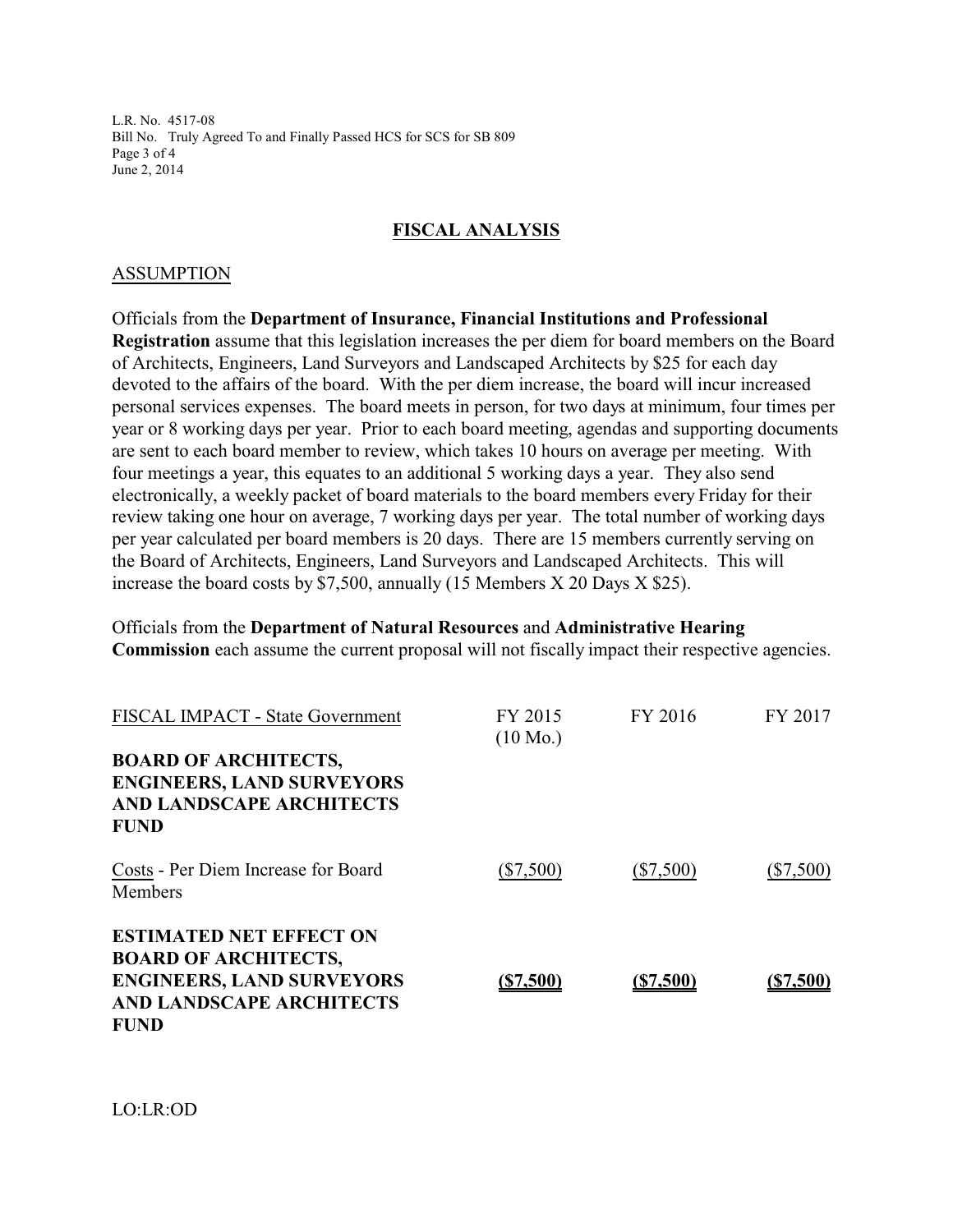## FISCAL ANALYSIS

### ASSUMPTION

Officials from the **Department of Insurance, Financial Institutions and Professional Registration** assume that this legislation increases the per diem for board members on the Board of Architects, Engineers, Land Surveyors and Landscaped Architects by $25 for each day devoted to the affairs of the board. With the per diem increase, the board will incur increased personal services expenses. The board meets in person, for two days at minimum, four times per year or 8 working days per year. Prior to each board meeting, agendas and supporting documents are sent to each board member to review, which takes 10 hours on average per meeting. With four meetings a year, this equates to an additional 5 working days a year. They also send electronically, a weekly packet of board materials to the board members every Friday for their review taking one hour on average, 7 working days per year. The total number of working days per year calculated per board members is 20 days. There are 15 members currently serving on the Board of Architects, Engineers, Land Surveyors and Landscaped Architects. This will increase the board costs by $7,500, annually (15 Members X 20 Days X $25).

Officials from the **Department of Natural Resources** and **Administrative Hearing Commission** each assume the current proposal will not fiscally impact their respective agencies.

| FISCAL IMPACT - State Government | FY 2015 (10 Mo.) | FY 2016 | FY 2017 |
|---|---|---|---|
| **BOARD OF ARCHITECTS, ENGINEERS, LAND SURVEYORS AND LANDSCAPE ARCHITECTS FUND** | | | |
| Costs - Per Diem Increase for Board Members | ($7,500) | ($7,500) | ($7,500) |
| **ESTIMATED NET EFFECT ON BOARD OF ARCHITECTS, ENGINEERS, LAND SURVEYORS AND LANDSCAPE ARCHITECTS FUND** | **($7,500)** | **($7,500)** | **($7,500)** |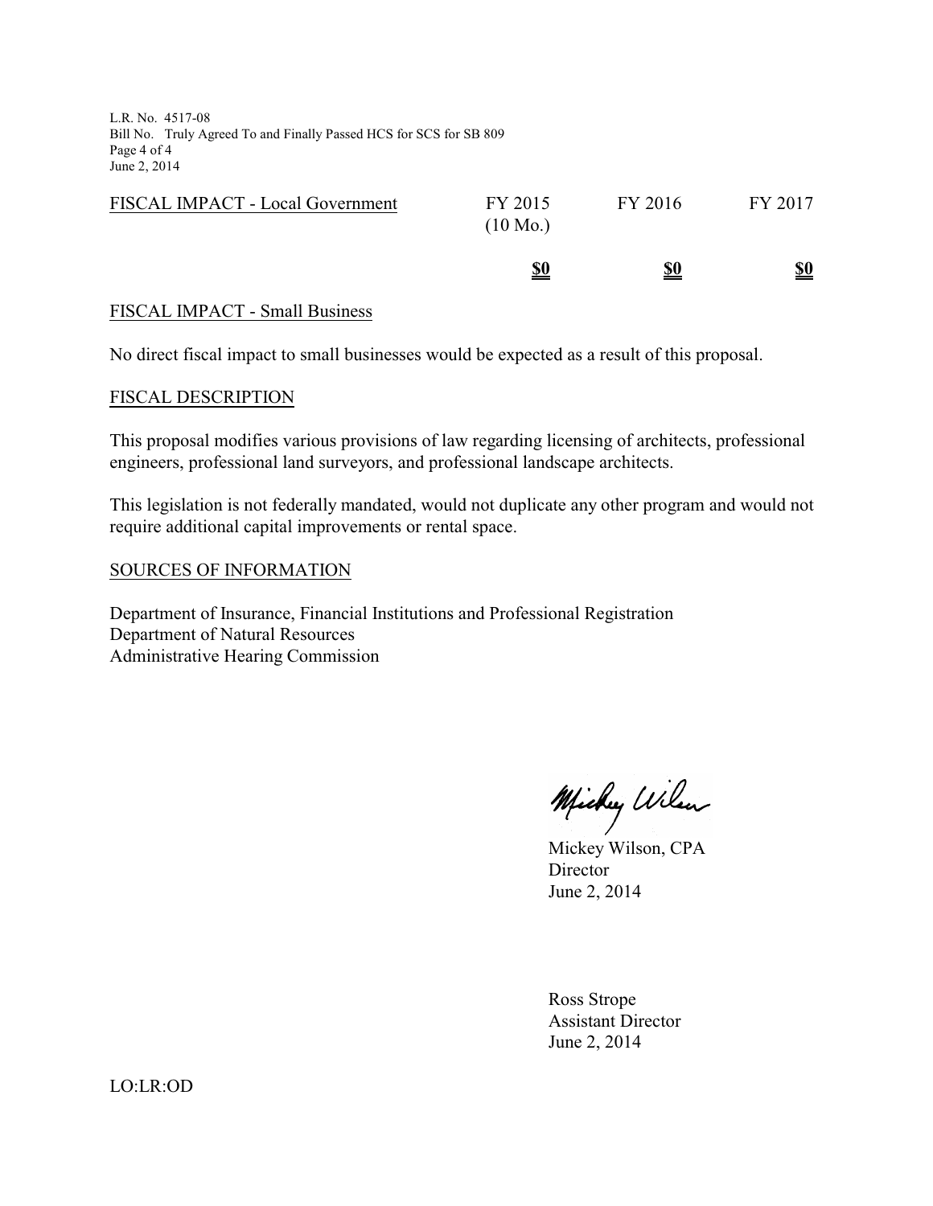| FISCAL IMPACT - Local Government | FY 2015 (10 Mo.) | FY 2016 | FY 2017 |
|---|---|---|---|
| | **$0** | **$0** | **$0** |

FISCAL IMPACT - Small Business

No direct fiscal impact to small businesses would be expected as a result of this proposal.

FISCAL DESCRIPTION

This proposal modifies various provisions of law regarding licensing of architects, professional engineers, professional land surveyors, and professional landscape architects.

This legislation is not federally mandated, would not duplicate any other program and would not require additional capital improvements or rental space.

SOURCES OF INFORMATION

Department of Insurance, Financial Institutions and Professional Registration
Department of Natural Resources
Administrative Hearing Commission

Mickey Wilson, CPA
Director
June 2, 2014

Ross Strope
Assistant Director
June 2, 2014

LO:LR:OD